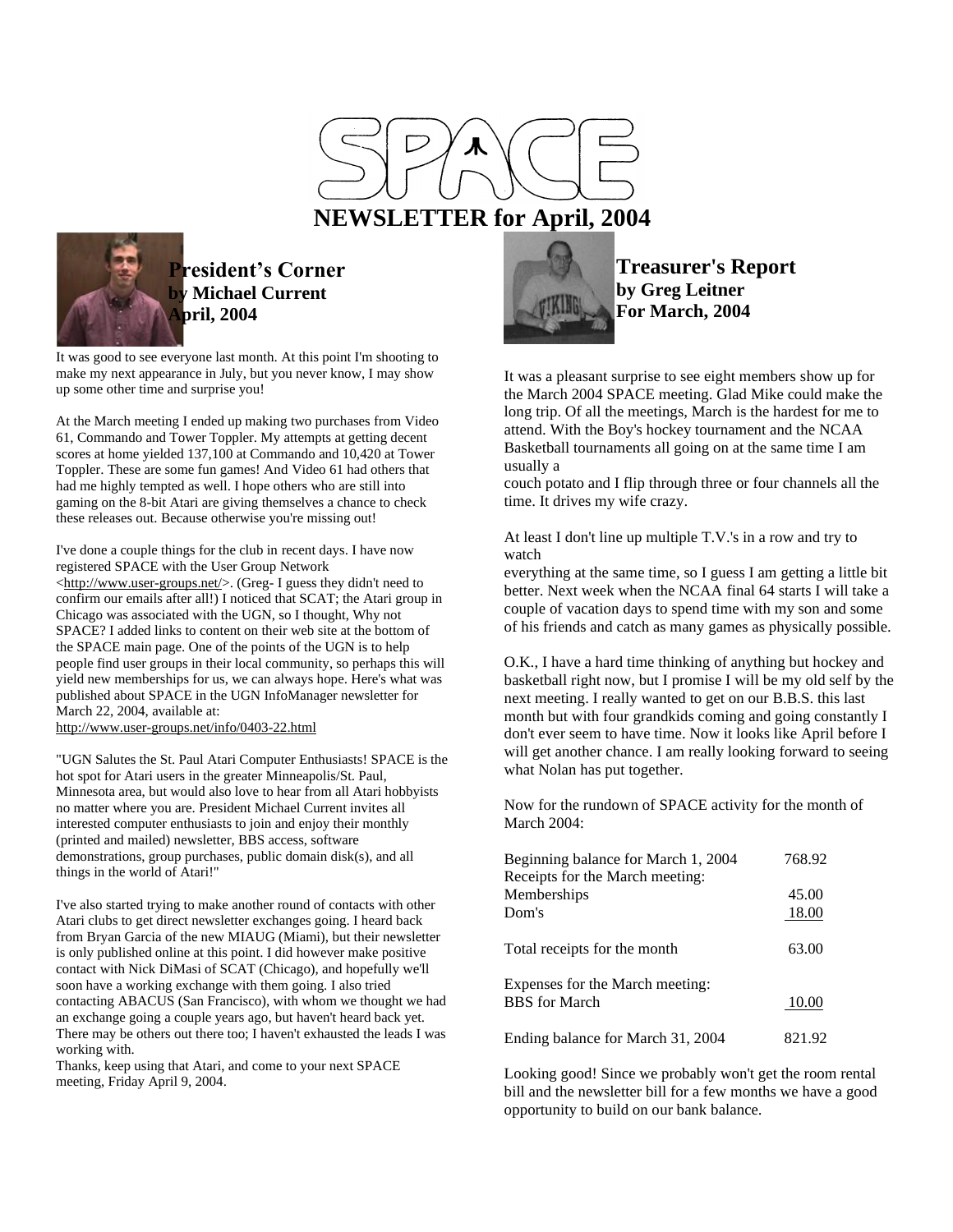# SPACE

# NEWSLETTER for April, 2004

## President's Corner
**by Michael Current**
**April, 2004**

It was good to see everyone last month. At this point I'm shooting to make my next appearance in July, but you never know, I may show up some other time and surprise you!

At the March meeting I ended up making two purchases from Video 61, Commando and Tower Toppler. My attempts at getting decent scores at home yielded 137,100 at Commando and 10,420 at Tower Toppler. These are some fun games! And Video 61 had others that had me highly tempted as well. I hope others who are still into gaming on the 8-bit Atari are giving themselves a chance to check these releases out. Because otherwise you're missing out!

I've done a couple things for the club in recent days. I have now registered SPACE with the User Group Network <http://www.user-groups.net/>. (Greg- I guess they didn't need to confirm our emails after all!) I noticed that SCAT; the Atari group in Chicago was associated with the UGN, so I thought, Why not SPACE? I added links to content on their web site at the bottom of the SPACE main page. One of the points of the UGN is to help people find user groups in their local community, so perhaps this will yield new memberships for us, we can always hope. Here's what was published about SPACE in the UGN InfoManager newsletter for March 22, 2004, available at:
http://www.user-groups.net/info/0403-22.html

"UGN Salutes the St. Paul Atari Computer Enthusiasts! SPACE is the hot spot for Atari users in the greater Minneapolis/St. Paul, Minnesota area, but would also love to hear from all Atari hobbyists no matter where you are. President Michael Current invites all interested computer enthusiasts to join and enjoy their monthly (printed and mailed) newsletter, BBS access, software demonstrations, group purchases, public domain disk(s), and all things in the world of Atari!"

I've also started trying to make another round of contacts with other Atari clubs to get direct newsletter exchanges going. I heard back from Bryan Garcia of the new MIAUG (Miami), but their newsletter is only published online at this point. I did however make positive contact with Nick DiMasi of SCAT (Chicago), and hopefully we'll soon have a working exchange with them going. I also tried contacting ABACUS (San Francisco), with whom we thought we had an exchange going a couple years ago, but haven't heard back yet. There may be others out there too; I haven't exhausted the leads I was working with.

Thanks, keep using that Atari, and come to your next SPACE meeting, Friday April 9, 2004.

## Treasurer's Report
**by Greg Leitner**
**For March, 2004**

It was a pleasant surprise to see eight members show up for the March 2004 SPACE meeting. Glad Mike could make the long trip. Of all the meetings, March is the hardest for me to attend. With the Boy's hockey tournament and the NCAA Basketball tournaments all going on at the same time I am usually a couch potato and I flip through three or four channels all the time. It drives my wife crazy.

At least I don't line up multiple T.V.'s in a row and try to watch everything at the same time, so I guess I am getting a little bit better. Next week when the NCAA final 64 starts I will take a couple of vacation days to spend time with my son and some of his friends and catch as many games as physically possible.

O.K., I have a hard time thinking of anything but hockey and basketball right now, but I promise I will be my old self by the next meeting. I really wanted to get on our B.B.S. this last month but with four grandkids coming and going constantly I don't ever seem to have time. Now it looks like April before I will get another chance. I am really looking forward to seeing what Nolan has put together.

Now for the rundown of SPACE activity for the month of March 2004:

| | |
|---|---|
| Beginning balance for March 1, 2004 | 768.92 |
| Receipts for the March meeting: | |
| Memberships | 45.00 |
| Dom's | 18.00 |
| Total receipts for the month | 63.00 |
| Expenses for the March meeting: | |
| BBS for March | 10.00 |
| Ending balance for March 31, 2004 | 821.92 |

Looking good! Since we probably won't get the room rental bill and the newsletter bill for a few months we have a good opportunity to build on our bank balance.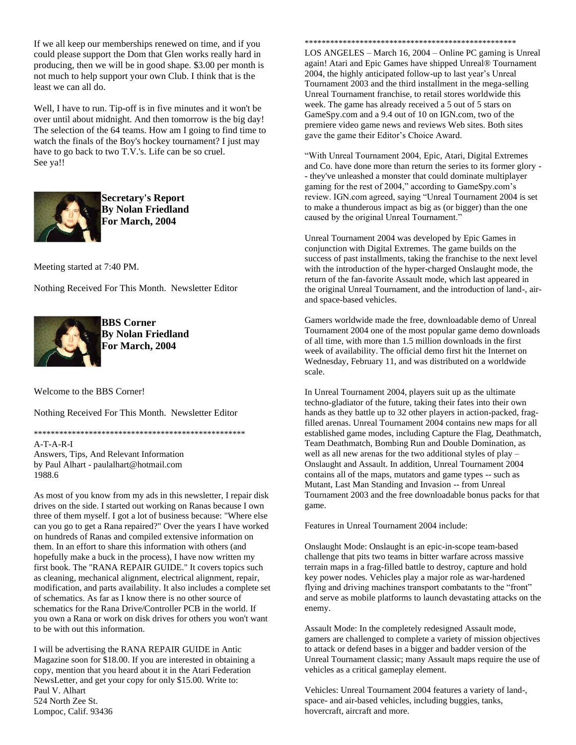If we all keep our memberships renewed on time, and if you could please support the Dom that Glen works really hard in producing, then we will be in good shape. $3.00 per month is not much to help support your own Club. I think that is the least we can all do.

Well, I have to run. Tip-off is in five minutes and it won't be over until about midnight. And then tomorrow is the big day! The selection of the 64 teams. How am I going to find time to watch the finals of the Boy's hockey tournament? I just may have to go back to two T.V.'s. Life can be so cruel.
See ya!!

**Secretary's Report**
**By Nolan Friedland**
**For March, 2004**

Meeting started at 7:40 PM.

Nothing Received For This Month. Newsletter Editor

**BBS Corner**
**By Nolan Friedland**
**For March, 2004**

Welcome to the BBS Corner!

Nothing Received For This Month. Newsletter Editor

****************************************************

A-T-A-R-I
Answers, Tips, And Relevant Information
by Paul Alhart - paulalhart@hotmail.com
1988.6

As most of you know from my ads in this newsletter, I repair disk drives on the side. I started out working on Ranas because I own three of them myself. I got a lot of business because: "Where else can you go to get a Rana repaired?" Over the years I have worked on hundreds of Ranas and compiled extensive information on them. In an effort to share this information with others (and hopefully make a buck in the process), I have now written my first book. The "RANA REPAIR GUIDE." It covers topics such as cleaning, mechanical alignment, electrical alignment, repair, modification, and parts availability. It also includes a complete set of schematics. As far as I know there is no other source of schematics for the Rana Drive/Controller PCB in the world. If you own a Rana or work on disk drives for others you won't want to be with out this information.

I will be advertising the RANA REPAIR GUIDE in Antic Magazine soon for $18.00. If you are interested in obtaining a copy, mention that you heard about it in the Atari Federation NewsLetter, and get your copy for only $15.00. Write to:
Paul V. Alhart
524 North Zee St.
Lompoc, Calif. 93436

****************************************************

LOS ANGELES – March 16, 2004 – Online PC gaming is Unreal again! Atari and Epic Games have shipped Unreal® Tournament 2004, the highly anticipated follow-up to last year's Unreal Tournament 2003 and the third installment in the mega-selling Unreal Tournament franchise, to retail stores worldwide this week. The game has already received a 5 out of 5 stars on GameSpy.com and a 9.4 out of 10 on IGN.com, two of the premiere video game news and reviews Web sites. Both sites gave the game their Editor's Choice Award.

"With Unreal Tournament 2004, Epic, Atari, Digital Extremes and Co. have done more than return the series to its former glory -- they've unleashed a monster that could dominate multiplayer gaming for the rest of 2004," according to GameSpy.com's review. IGN.com agreed, saying "Unreal Tournament 2004 is set to make a thunderous impact as big as (or bigger) than the one caused by the original Unreal Tournament."

Unreal Tournament 2004 was developed by Epic Games in conjunction with Digital Extremes. The game builds on the success of past installments, taking the franchise to the next level with the introduction of the hyper-charged Onslaught mode, the return of the fan-favorite Assault mode, which last appeared in the original Unreal Tournament, and the introduction of land-, air- and space-based vehicles.

Gamers worldwide made the free, downloadable demo of Unreal Tournament 2004 one of the most popular game demo downloads of all time, with more than 1.5 million downloads in the first week of availability. The official demo first hit the Internet on Wednesday, February 11, and was distributed on a worldwide scale.

In Unreal Tournament 2004, players suit up as the ultimate techno-gladiator of the future, taking their fates into their own hands as they battle up to 32 other players in action-packed, frag-filled arenas. Unreal Tournament 2004 contains new maps for all established game modes, including Capture the Flag, Deathmatch, Team Deathmatch, Bombing Run and Double Domination, as well as all new arenas for the two additional styles of play – Onslaught and Assault. In addition, Unreal Tournament 2004 contains all of the maps, mutators and game types -- such as Mutant, Last Man Standing and Invasion -- from Unreal Tournament 2003 and the free downloadable bonus packs for that game.

Features in Unreal Tournament 2004 include:

Onslaught Mode: Onslaught is an epic-in-scope team-based challenge that pits two teams in bitter warfare across massive terrain maps in a frag-filled battle to destroy, capture and hold key power nodes. Vehicles play a major role as war-hardened flying and driving machines transport combatants to the "front" and serve as mobile platforms to launch devastating attacks on the enemy.

Assault Mode: In the completely redesigned Assault mode, gamers are challenged to complete a variety of mission objectives to attack or defend bases in a bigger and badder version of the Unreal Tournament classic; many Assault maps require the use of vehicles as a critical gameplay element.

Vehicles: Unreal Tournament 2004 features a variety of land-, space- and air-based vehicles, including buggies, tanks, hovercraft, aircraft and more.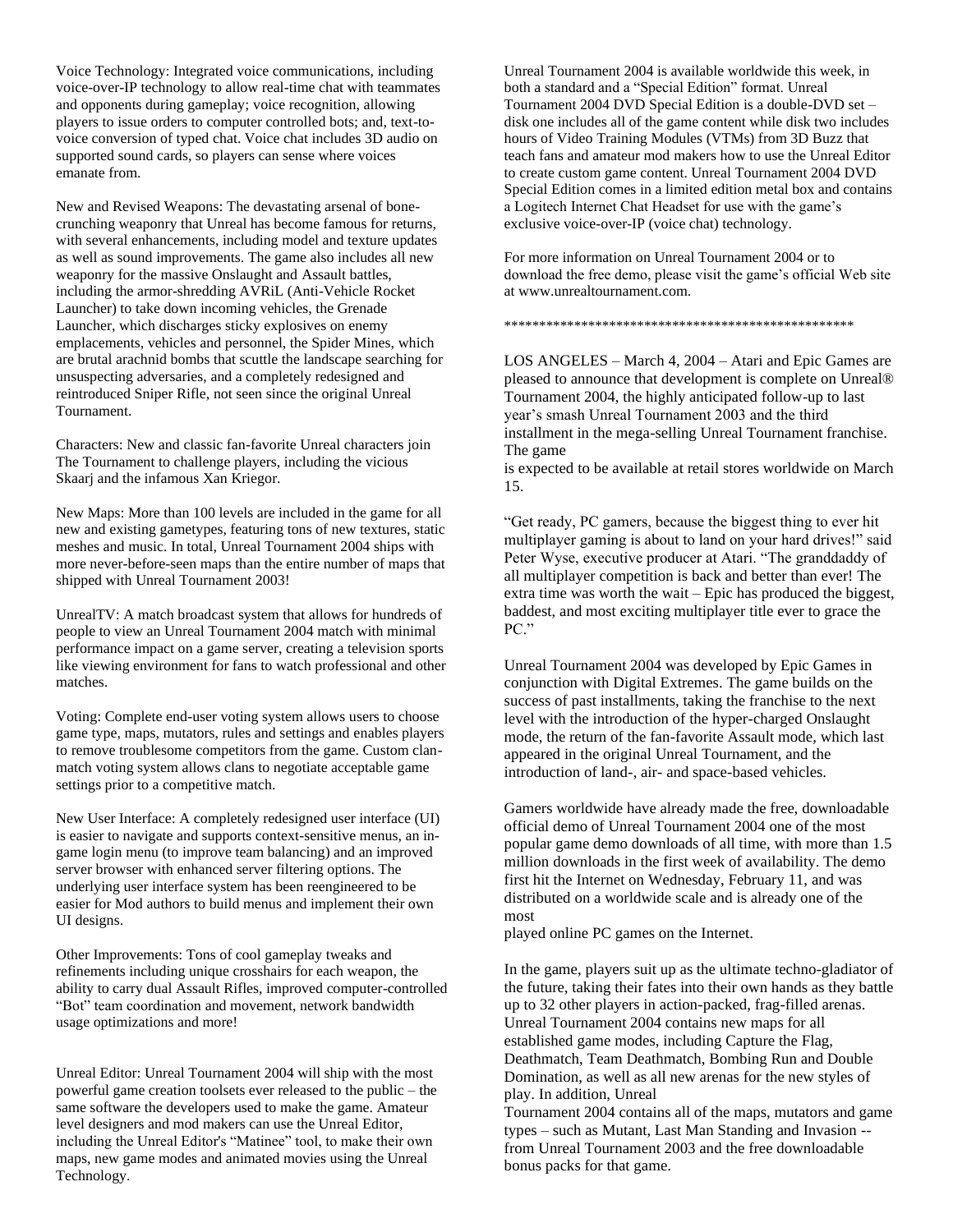Voice Technology: Integrated voice communications, including voice-over-IP technology to allow real-time chat with teammates and opponents during gameplay; voice recognition, allowing players to issue orders to computer controlled bots; and, text-to-voice conversion of typed chat. Voice chat includes 3D audio on supported sound cards, so players can sense where voices emanate from.

New and Revised Weapons: The devastating arsenal of bone-crunching weaponry that Unreal has become famous for returns, with several enhancements, including model and texture updates as well as sound improvements. The game also includes all new weaponry for the massive Onslaught and Assault battles, including the armor-shredding AVRiL (Anti-Vehicle Rocket Launcher) to take down incoming vehicles, the Grenade Launcher, which discharges sticky explosives on enemy emplacements, vehicles and personnel, the Spider Mines, which are brutal arachnid bombs that scuttle the landscape searching for unsuspecting adversaries, and a completely redesigned and reintroduced Sniper Rifle, not seen since the original Unreal Tournament.

Characters: New and classic fan-favorite Unreal characters join The Tournament to challenge players, including the vicious Skaarj and the infamous Xan Kriegor.

New Maps: More than 100 levels are included in the game for all new and existing gametypes, featuring tons of new textures, static meshes and music. In total, Unreal Tournament 2004 ships with more never-before-seen maps than the entire number of maps that shipped with Unreal Tournament 2003!

UnrealTV: A match broadcast system that allows for hundreds of people to view an Unreal Tournament 2004 match with minimal performance impact on a game server, creating a television sports like viewing environment for fans to watch professional and other matches.

Voting: Complete end-user voting system allows users to choose game type, maps, mutators, rules and settings and enables players to remove troublesome competitors from the game. Custom clan-match voting system allows clans to negotiate acceptable game settings prior to a competitive match.

New User Interface: A completely redesigned user interface (UI) is easier to navigate and supports context-sensitive menus, an in-game login menu (to improve team balancing) and an improved server browser with enhanced server filtering options. The underlying user interface system has been reengineered to be easier for Mod authors to build menus and implement their own UI designs.

Other Improvements: Tons of cool gameplay tweaks and refinements including unique crosshairs for each weapon, the ability to carry dual Assault Rifles, improved computer-controlled "Bot" team coordination and movement, network bandwidth usage optimizations and more!

Unreal Editor: Unreal Tournament 2004 will ship with the most powerful game creation toolsets ever released to the public – the same software the developers used to make the game. Amateur level designers and mod makers can use the Unreal Editor, including the Unreal Editor's "Matinee" tool, to make their own maps, new game modes and animated movies using the Unreal Technology.

Unreal Tournament 2004 is available worldwide this week, in both a standard and a "Special Edition" format. Unreal Tournament 2004 DVD Special Edition is a double-DVD set – disk one includes all of the game content while disk two includes hours of Video Training Modules (VTMs) from 3D Buzz that teach fans and amateur mod makers how to use the Unreal Editor to create custom game content. Unreal Tournament 2004 DVD Special Edition comes in a limited edition metal box and contains a Logitech Internet Chat Headset for use with the game's exclusive voice-over-IP (voice chat) technology.

For more information on Unreal Tournament 2004 or to download the free demo, please visit the game's official Web site at www.unrealtournament.com.

***************************************************

LOS ANGELES – March 4, 2004 – Atari and Epic Games are pleased to announce that development is complete on Unreal® Tournament 2004, the highly anticipated follow-up to last year's smash Unreal Tournament 2003 and the third installment in the mega-selling Unreal Tournament franchise. The game is expected to be available at retail stores worldwide on March 15.

"Get ready, PC gamers, because the biggest thing to ever hit multiplayer gaming is about to land on your hard drives!" said Peter Wyse, executive producer at Atari. "The granddaddy of all multiplayer competition is back and better than ever! The extra time was worth the wait – Epic has produced the biggest, baddest, and most exciting multiplayer title ever to grace the PC."

Unreal Tournament 2004 was developed by Epic Games in conjunction with Digital Extremes. The game builds on the success of past installments, taking the franchise to the next level with the introduction of the hyper-charged Onslaught mode, the return of the fan-favorite Assault mode, which last appeared in the original Unreal Tournament, and the introduction of land-, air- and space-based vehicles.

Gamers worldwide have already made the free, downloadable official demo of Unreal Tournament 2004 one of the most popular game demo downloads of all time, with more than 1.5 million downloads in the first week of availability. The demo first hit the Internet on Wednesday, February 11, and was distributed on a worldwide scale and is already one of the most played online PC games on the Internet.

In the game, players suit up as the ultimate techno-gladiator of the future, taking their fates into their own hands as they battle up to 32 other players in action-packed, frag-filled arenas. Unreal Tournament 2004 contains new maps for all established game modes, including Capture the Flag, Deathmatch, Team Deathmatch, Bombing Run and Double Domination, as well as all new arenas for the new styles of play. In addition, Unreal Tournament 2004 contains all of the maps, mutators and game types – such as Mutant, Last Man Standing and Invasion -- from Unreal Tournament 2003 and the free downloadable bonus packs for that game.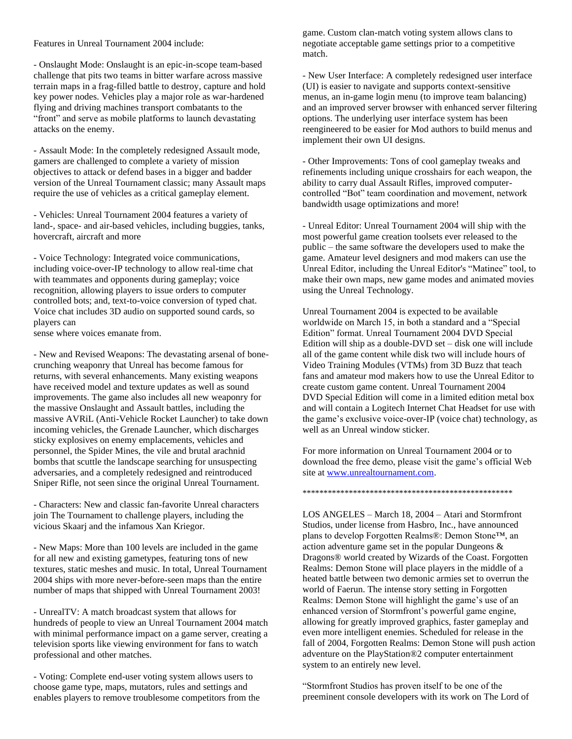Features in Unreal Tournament 2004 include:

- Onslaught Mode: Onslaught is an epic-in-scope team-based challenge that pits two teams in bitter warfare across massive terrain maps in a frag-filled battle to destroy, capture and hold key power nodes. Vehicles play a major role as war-hardened flying and driving machines transport combatants to the "front" and serve as mobile platforms to launch devastating attacks on the enemy.

- Assault Mode: In the completely redesigned Assault mode, gamers are challenged to complete a variety of mission objectives to attack or defend bases in a bigger and badder version of the Unreal Tournament classic; many Assault maps require the use of vehicles as a critical gameplay element.

- Vehicles: Unreal Tournament 2004 features a variety of land-, space- and air-based vehicles, including buggies, tanks, hovercraft, aircraft and more

- Voice Technology: Integrated voice communications, including voice-over-IP technology to allow real-time chat with teammates and opponents during gameplay; voice recognition, allowing players to issue orders to computer controlled bots; and, text-to-voice conversion of typed chat. Voice chat includes 3D audio on supported sound cards, so players can
sense where voices emanate from.

- New and Revised Weapons: The devastating arsenal of bone-crunching weaponry that Unreal has become famous for returns, with several enhancements. Many existing weapons have received model and texture updates as well as sound improvements. The game also includes all new weaponry for the massive Onslaught and Assault battles, including the massive AVRiL (Anti-Vehicle Rocket Launcher) to take down incoming vehicles, the Grenade Launcher, which discharges sticky explosives on enemy emplacements, vehicles and personnel, the Spider Mines, the vile and brutal arachnid bombs that scuttle the landscape searching for unsuspecting adversaries, and a completely redesigned and reintroduced Sniper Rifle, not seen since the original Unreal Tournament.

- Characters: New and classic fan-favorite Unreal characters join The Tournament to challenge players, including the vicious Skaarj and the infamous Xan Kriegor.

- New Maps: More than 100 levels are included in the game for all new and existing gametypes, featuring tons of new textures, static meshes and music. In total, Unreal Tournament 2004 ships with more never-before-seen maps than the entire number of maps that shipped with Unreal Tournament 2003!

- UnrealTV: A match broadcast system that allows for hundreds of people to view an Unreal Tournament 2004 match with minimal performance impact on a game server, creating a television sports like viewing environment for fans to watch professional and other matches.

- Voting: Complete end-user voting system allows users to choose game type, maps, mutators, rules and settings and enables players to remove troublesome competitors from the game. Custom clan-match voting system allows clans to negotiate acceptable game settings prior to a competitive match.

- New User Interface: A completely redesigned user interface (UI) is easier to navigate and supports context-sensitive menus, an in-game login menu (to improve team balancing) and an improved server browser with enhanced server filtering options. The underlying user interface system has been reengineered to be easier for Mod authors to build menus and implement their own UI designs.

- Other Improvements: Tons of cool gameplay tweaks and refinements including unique crosshairs for each weapon, the ability to carry dual Assault Rifles, improved computer-controlled "Bot" team coordination and movement, network bandwidth usage optimizations and more!

- Unreal Editor: Unreal Tournament 2004 will ship with the most powerful game creation toolsets ever released to the public – the same software the developers used to make the game. Amateur level designers and mod makers can use the Unreal Editor, including the Unreal Editor's "Matinee" tool, to make their own maps, new game modes and animated movies using the Unreal Technology.

Unreal Tournament 2004 is expected to be available worldwide on March 15, in both a standard and a "Special Edition" format. Unreal Tournament 2004 DVD Special Edition will ship as a double-DVD set – disk one will include all of the game content while disk two will include hours of Video Training Modules (VTMs) from 3D Buzz that teach fans and amateur mod makers how to use the Unreal Editor to create custom game content. Unreal Tournament 2004 DVD Special Edition will come in a limited edition metal box and will contain a Logitech Internet Chat Headset for use with the game's exclusive voice-over-IP (voice chat) technology, as well as an Unreal window sticker.

For more information on Unreal Tournament 2004 or to download the free demo, please visit the game's official Web site at www.unrealtournament.com.

\*\*\*\*\*\*\*\*\*\*\*\*\*\*\*\*\*\*\*\*\*\*\*\*\*\*\*\*\*\*\*\*\*\*\*\*\*\*\*\*\*\*\*\*\*\*\*\*\*\*\*\*

LOS ANGELES – March 18, 2004 – Atari and Stormfront Studios, under license from Hasbro, Inc., have announced plans to develop Forgotten Realms®: Demon Stone™, an action adventure game set in the popular Dungeons & Dragons® world created by Wizards of the Coast. Forgotten Realms: Demon Stone will place players in the middle of a heated battle between two demonic armies set to overrun the world of Faerun. The intense story setting in Forgotten Realms: Demon Stone will highlight the game's use of an enhanced version of Stormfront's powerful game engine, allowing for greatly improved graphics, faster gameplay and even more intelligent enemies. Scheduled for release in the fall of 2004, Forgotten Realms: Demon Stone will push action adventure on the PlayStation®2 computer entertainment system to an entirely new level.

"Stormfront Studios has proven itself to be one of the preeminent console developers with its work on The Lord of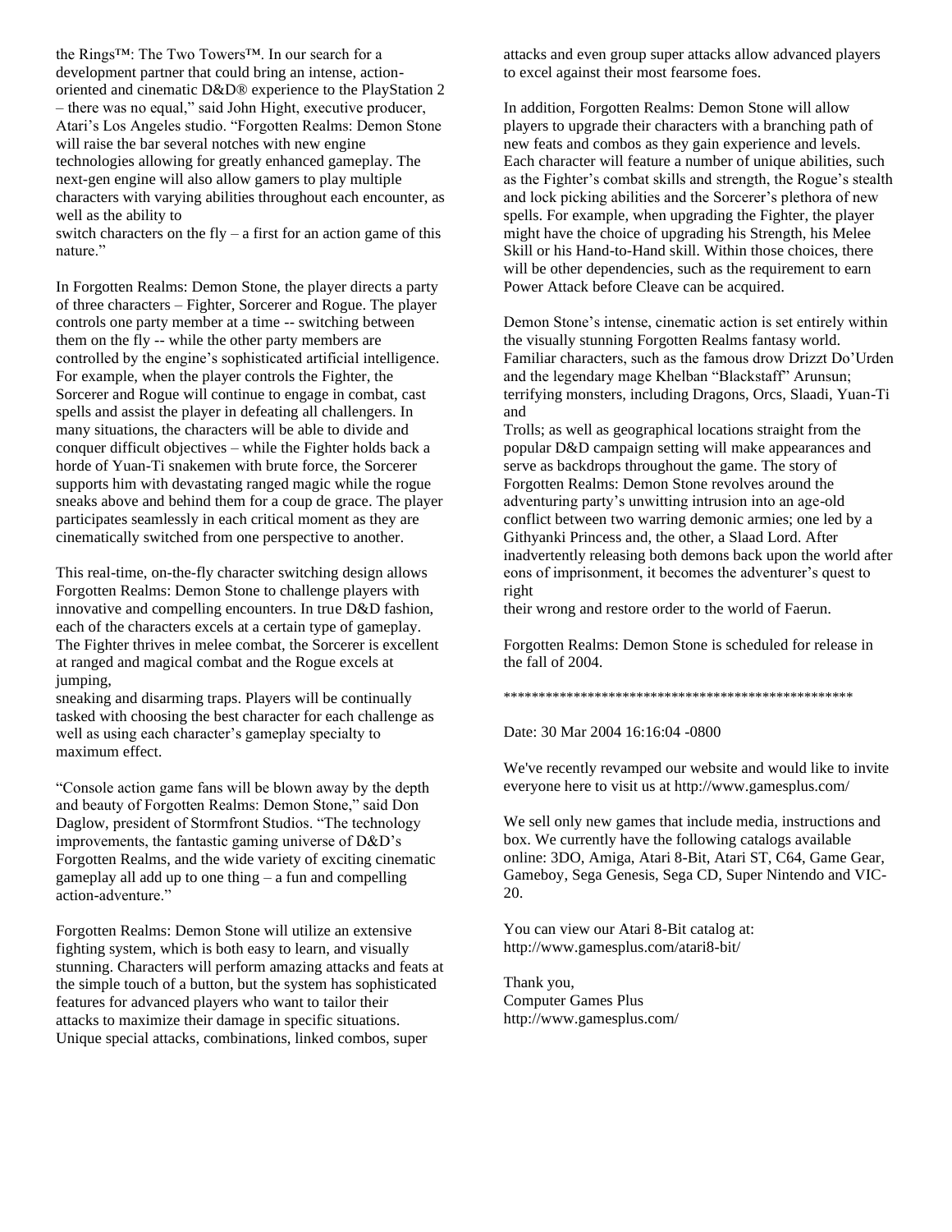the Rings™: The Two Towers™. In our search for a development partner that could bring an intense, action-oriented and cinematic D&D® experience to the PlayStation 2 – there was no equal," said John Hight, executive producer, Atari's Los Angeles studio. "Forgotten Realms: Demon Stone will raise the bar several notches with new engine technologies allowing for greatly enhanced gameplay. The next-gen engine will also allow gamers to play multiple characters with varying abilities throughout each encounter, as well as the ability to switch characters on the fly – a first for an action game of this nature."

In Forgotten Realms: Demon Stone, the player directs a party of three characters – Fighter, Sorcerer and Rogue. The player controls one party member at a time -- switching between them on the fly -- while the other party members are controlled by the engine's sophisticated artificial intelligence. For example, when the player controls the Fighter, the Sorcerer and Rogue will continue to engage in combat, cast spells and assist the player in defeating all challengers. In many situations, the characters will be able to divide and conquer difficult objectives – while the Fighter holds back a horde of Yuan-Ti snakemen with brute force, the Sorcerer supports him with devastating ranged magic while the rogue sneaks above and behind them for a coup de grace. The player participates seamlessly in each critical moment as they are cinematically switched from one perspective to another.

This real-time, on-the-fly character switching design allows Forgotten Realms: Demon Stone to challenge players with innovative and compelling encounters. In true D&D fashion, each of the characters excels at a certain type of gameplay. The Fighter thrives in melee combat, the Sorcerer is excellent at ranged and magical combat and the Rogue excels at jumping, sneaking and disarming traps. Players will be continually tasked with choosing the best character for each challenge as well as using each character's gameplay specialty to maximum effect.

"Console action game fans will be blown away by the depth and beauty of Forgotten Realms: Demon Stone," said Don Daglow, president of Stormfront Studios. "The technology improvements, the fantastic gaming universe of D&D's Forgotten Realms, and the wide variety of exciting cinematic gameplay all add up to one thing – a fun and compelling action-adventure."

Forgotten Realms: Demon Stone will utilize an extensive fighting system, which is both easy to learn, and visually stunning. Characters will perform amazing attacks and feats at the simple touch of a button, but the system has sophisticated features for advanced players who want to tailor their attacks to maximize their damage in specific situations. Unique special attacks, combinations, linked combos, super attacks and even group super attacks allow advanced players to excel against their most fearsome foes.

In addition, Forgotten Realms: Demon Stone will allow players to upgrade their characters with a branching path of new feats and combos as they gain experience and levels. Each character will feature a number of unique abilities, such as the Fighter's combat skills and strength, the Rogue's stealth and lock picking abilities and the Sorcerer's plethora of new spells. For example, when upgrading the Fighter, the player might have the choice of upgrading his Strength, his Melee Skill or his Hand-to-Hand skill. Within those choices, there will be other dependencies, such as the requirement to earn Power Attack before Cleave can be acquired.

Demon Stone's intense, cinematic action is set entirely within the visually stunning Forgotten Realms fantasy world. Familiar characters, such as the famous drow Drizzt Do'Urden and the legendary mage Khelban "Blackstaff" Arunsun; terrifying monsters, including Dragons, Orcs, Slaadi, Yuan-Ti and Trolls; as well as geographical locations straight from the popular D&D campaign setting will make appearances and serve as backdrops throughout the game. The story of Forgotten Realms: Demon Stone revolves around the adventuring party's unwitting intrusion into an age-old conflict between two warring demonic armies; one led by a Githyanki Princess and, the other, a Slaad Lord. After inadvertently releasing both demons back upon the world after eons of imprisonment, it becomes the adventurer's quest to right their wrong and restore order to the world of Faerun.

Forgotten Realms: Demon Stone is scheduled for release in the fall of 2004.

***************************************************

Date: 30 Mar 2004 16:16:04 -0800

We've recently revamped our website and would like to invite everyone here to visit us at http://www.gamesplus.com/

We sell only new games that include media, instructions and box. We currently have the following catalogs available online: 3DO, Amiga, Atari 8-Bit, Atari ST, C64, Game Gear, Gameboy, Sega Genesis, Sega CD, Super Nintendo and VIC-20.

You can view our Atari 8-Bit catalog at:
http://www.gamesplus.com/atari8-bit/

Thank you,
Computer Games Plus
http://www.gamesplus.com/